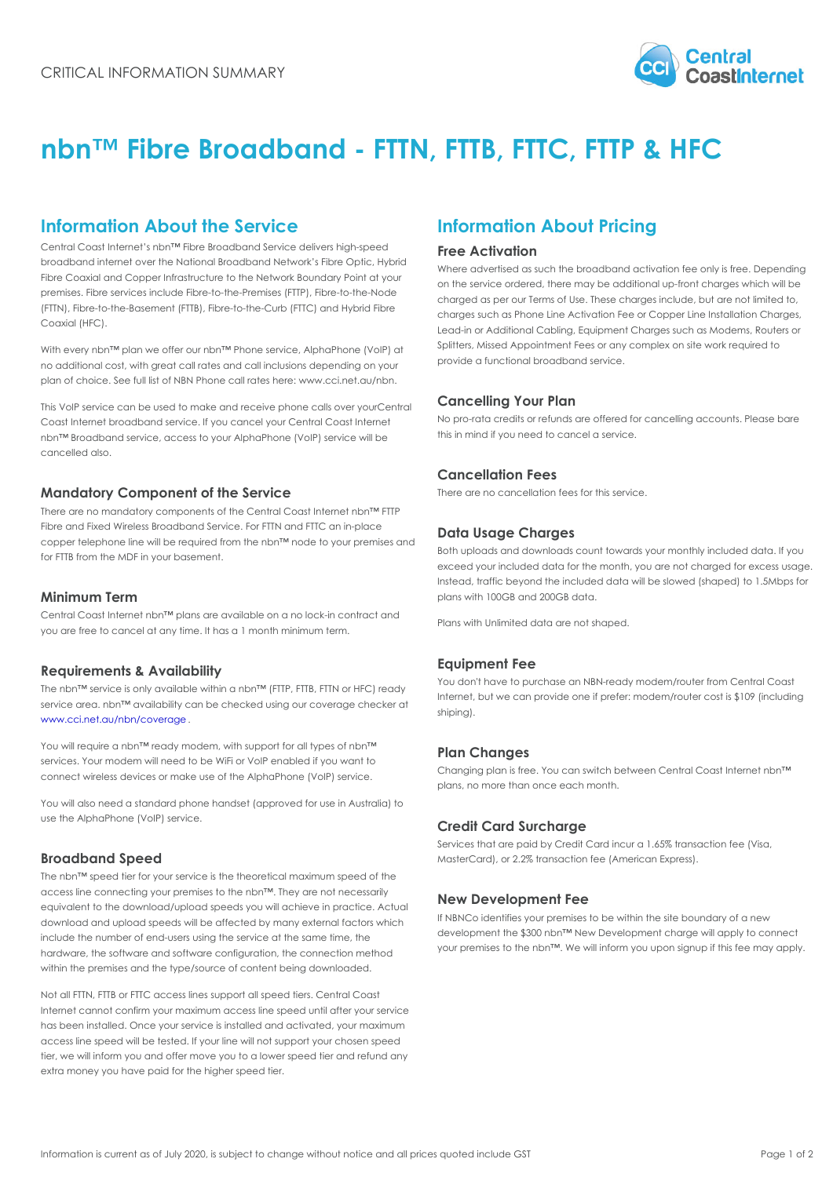CRITICAL INFORMATION SUMMARY

# nbn™ Fibre Broadband - FTTN, FTTB, FTTC, FTTP & HFC

## Information About the Service

Central Coast Internet's nbn™ Fibre Broadband Service delivers high-speed broadband internet over the National Broadband Network's Fibre Optic, Hybrid Fibre Coaxial and Copper Infrastructure to the Network Boundary Point at your premises. Fibre services include Fibre-to-the-Premises (FTTP), Fibre-to-the-Node (FTTN), Fibre-to-the-Basement (FTTB), Fibre-to-the-Curb (FTTC) and Hybrid Fibre Coaxial (HFC).

With every nbn™ plan we offer our nbn™ Phone service, AlphaPhone (VoIP) at no additional cost, with great call rates and call inclusions depending on your plan of choice. See full list of NBN Phone call rates here: www.cci.net.au/nbn.

This VoIP service can be used to make and receive phone calls over yourCentral Coast Internet broadband service. If you cancel your Central Coast Internet nbn™ Broadband service, access to your AlphaPhone (VoIP) service will be cancelled also.

### Mandatory Component of the Service

There are no mandatory components of the Central Coast Internet nbn™ FTTP Fibre and Fixed Wireless Broadband Service. For FTTN and FTTC an in-place copper telephone line will be required from the nbn™ node to your premises and for FTTB from the MDF in your basement.

### Minimum Term

Central Coast Internet nbn™ plans are available on a no lock-in contract and you are free to cancel at any time. It has a 1 month minimum term.

### Requirements & Availability

The nbn™ service is only available within a nbn™ (FTTP, FTTB, FTTN or HFC) ready service area. nbn™ availability can be checked using our coverage checker at www.cci.net.au/nbn/coverage .

You will require a nbn™ ready modem, with support for all types of nbn™ services. Your modem will need to be WiFi or VoIP enabled if you want to connect wireless devices or make use of the AlphaPhone (VoIP) service.

You will also need a standard phone handset (approved for use in Australia) to use the AlphaPhone (VoIP) service.

### Broadband Speed

The nbn™ speed tier for your service is the theoretical maximum speed of the access line connecting your premises to the nbn™. They are not necessarily equivalent to the download/upload speeds you will achieve in practice. Actual download and upload speeds will be affected by many external factors which include the number of end-users using the service at the same time, the hardware, the software and software configuration, the connection method within the premises and the type/source of content being downloaded.

Not all FTTN, FTTB or FTTC access lines support all speed tiers. Central Coast Internet cannot confirm your maximum access line speed until after your service has been installed. Once your service is installed and activated, your maximum access line speed will be tested. If your line will not support your chosen speed tier, we will inform you and offer move you to a lower speed tier and refund any extra money you have paid for the higher speed tier.

## Information About Pricing

### Free Activation

Where advertised as such the broadband activation fee only is free. Depending on the service ordered, there may be additional up-front charges which will be charged as per our Terms of Use. These charges include, but are not limited to, charges such as Phone Line Activation Fee or Copper Line Installation Charges, Lead-in or Additional Cabling, Equipment Charges such as Modems, Routers or Splitters, Missed Appointment Fees or any complex on site work required to provide a functional broadband service.

### Cancelling Your Plan

No pro-rata credits or refunds are offered for cancelling accounts. Please bare this in mind if you need to cancel a service.

### Cancellation Fees

There are no cancellation fees for this service.

### Data Usage Charges

Both uploads and downloads count towards your monthly included data. If you exceed your included data for the month, you are not charged for excess usage. Instead, traffic beyond the included data will be slowed (shaped) to 1.5Mbps for plans with 100GB and 200GB data.

Plans with Unlimited data are not shaped.

### Equipment Fee

You don't have to purchase an NBN-ready modem/router from Central Coast Internet, but we can provide one if prefer: modem/router cost is $109 (including shiping).

### Plan Changes

Changing plan is free. You can switch between Central Coast Internet nbn™ plans, no more than once each month.

### Credit Card Surcharge

Services that are paid by Credit Card incur a 1.65% transaction fee (Visa, MasterCard), or 2.2% transaction fee (American Express).

### New Development Fee

If NBNCo identifies your premises to be within the site boundary of a new development the $300 nbn™ New Development charge will apply to connect your premises to the nbn™. We will inform you upon signup if this fee may apply.

Information is current as of July 2020, is subject to change without notice and all prices quoted include GST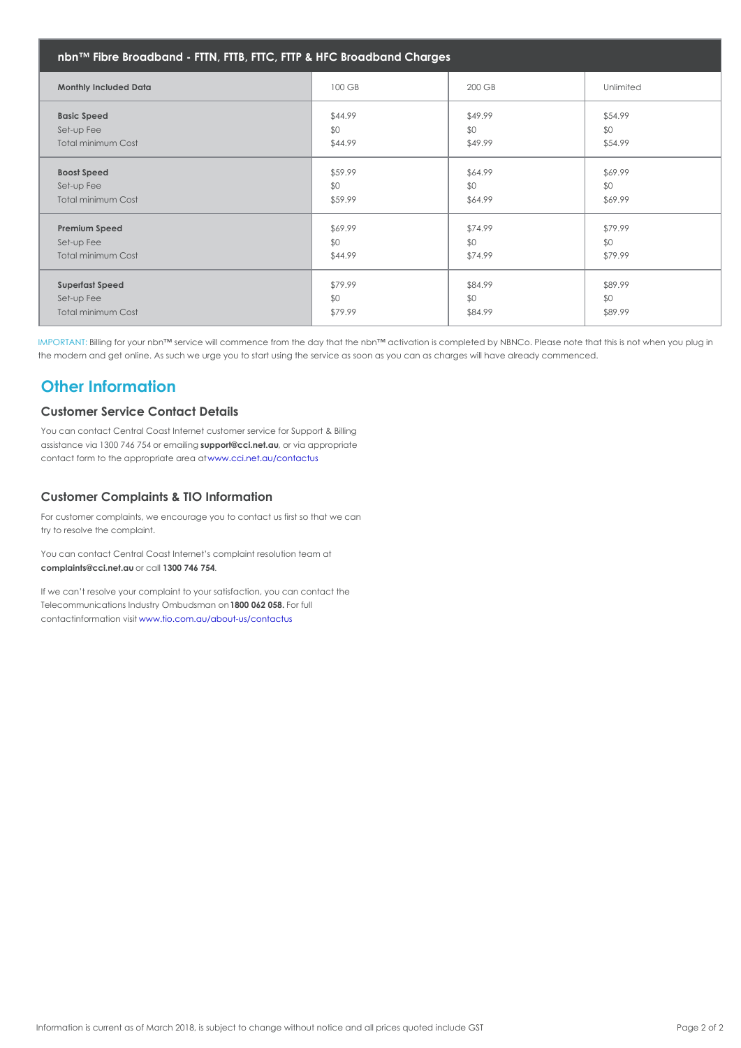## nbn™ Fibre Broadband - FTTN, FTTB, FTTC, FTTP & HFC Broadband Charges

| Monthly Included Data | 100 GB | 200 GB | Unlimited |
|---|---|---|---|
| **Basic Speed** | $44.99 | $49.99 | $54.99 |
| Set-up Fee | $0 | $0 | $0 |
| Total minimum Cost | $44.99 | $49.99 | $54.99 |
| **Boost Speed** | $59.99 | $64.99 | $69.99 |
| Set-up Fee | $0 | $0 | $0 |
| Total minimum Cost | $59.99 | $64.99 | $69.99 |
| **Premium Speed** | $69.99 | $74.99 | $79.99 |
| Set-up Fee | $0 | $0 | $0 |
| Total minimum Cost | $44.99 | $74.99 | $79.99 |
| **Superfast Speed** | $79.99 | $84.99 | $89.99 |
| Set-up Fee | $0 | $0 | $0 |
| Total minimum Cost | $79.99 | $84.99 | $89.99 |

IMPORTANT: Billing for your nbn™ service will commence from the day that the nbn™ activation is completed by NBNCo. Please note that this is not when you plug in the modem and get online. As such we urge you to start using the service as soon as you can as charges will have already commenced.

# Other Information

## Customer Service Contact Details

You can contact Central Coast Internet customer service for Support & Billing assistance via 1300 746 754 or emailing **support@cci.net.au**, or via appropriate contact form to the appropriate area at www.cci.net.au/contactus

## Customer Complaints & TIO Information

For customer complaints, we encourage you to contact us first so that we can try to resolve the complaint.

You can contact Central Coast Internet's complaint resolution team at **complaints@cci.net.au** or call **1300 746 754**.

If we can't resolve your complaint to your satisfaction, you can contact the Telecommunications Industry Ombudsman on **1800 062 058.** For full contactinformation visit www.tio.com.au/about-us/contactus

Information is current as of March 2018, is subject to change without notice and all prices quoted include GST